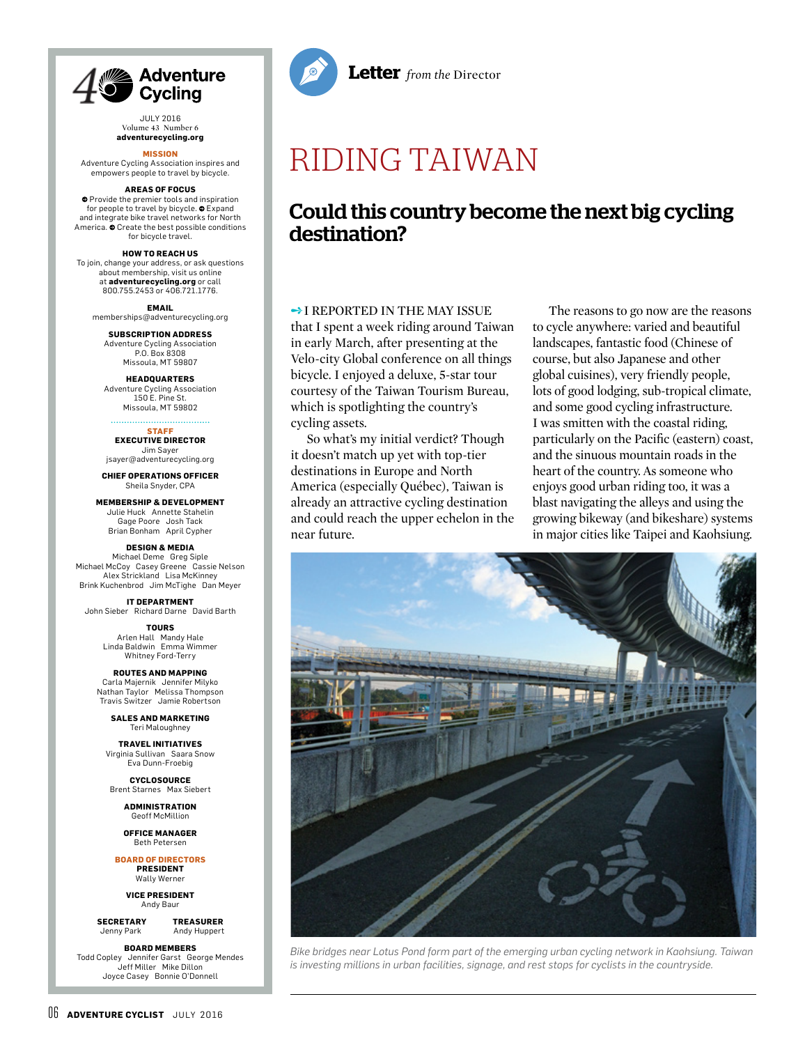# Adventure Cycling

JULY 2016
Volume 43 Number 6
**adventurecycling.org**

**MISSION**
Adventure Cycling Association inspires and empowers people to travel by bicycle.

**AREAS OF FOCUS**
- Provide the premier tools and inspiration for people to travel by bicycle.
- Expand and integrate bike travel networks for North America.
- Create the best possible conditions for bicycle travel.

**HOW TO REACH US**
To join, change your address, or ask questions about membership, visit us online at **adventurecycling.org** or call 800.755.2453 or 406.721.1776.

**EMAIL**
memberships@adventurecycling.org

**SUBSCRIPTION ADDRESS**
Adventure Cycling Association
P.O. Box 8308
Missoula, MT 59807

**HEADQUARTERS**
Adventure Cycling Association
150 E. Pine St.
Missoula, MT 59802

**STAFF**

**EXECUTIVE DIRECTOR**
Jim Sayer
jsayer@adventurecycling.org

**CHIEF OPERATIONS OFFICER**
Sheila Snyder, CPA

**MEMBERSHIP & DEVELOPMENT**
Julie Huck Annette Stahelin
Gage Poore Josh Tack
Brian Bonham April Cypher

**DESIGN & MEDIA**
Michael Deme Greg Siple
Michael McCoy Casey Greene Cassie Nelson
Alex Strickland Lisa McKinney
Brink Kuchenbrod Jim McTighe Dan Meyer

**IT DEPARTMENT**
John Sieber Richard Darne David Barth

**TOURS**
Arlen Hall Mandy Hale
Linda Baldwin Emma Wimmer
Whitney Ford-Terry

**ROUTES AND MAPPING**
Carla Majernik Jennifer Milyko
Nathan Taylor Melissa Thompson
Travis Switzer Jamie Robertson

**SALES AND MARKETING**
Teri Maloughney

**TRAVEL INITIATIVES**
Virginia Sullivan Saara Snow
Eva Dunn-Froebig

**CYCLOSOURCE**
Brent Starnes Max Siebert

**ADMINISTRATION**
Geoff McMillion

**OFFICE MANAGER**
Beth Petersen

**BOARD OF DIRECTORS**

**PRESIDENT**
Wally Werner

**VICE PRESIDENT**
Andy Baur

**SECRETARY**
Jenny Park

**TREASURER**
Andy Huppert

**BOARD MEMBERS**
Todd Copley Jennifer Garst George Mendes
Jeff Miller Mike Dillon
Joyce Casey Bonnie O'Donnell

**Letter** *from the* Director

# RIDING TAIWAN

## Could this country become the next big cycling destination?

I REPORTED IN THE MAY ISSUE that I spent a week riding around Taiwan in early March, after presenting at the Velo-city Global conference on all things bicycle. I enjoyed a deluxe, 5-star tour courtesy of the Taiwan Tourism Bureau, which is spotlighting the country's cycling assets.

So what's my initial verdict? Though it doesn't match up yet with top-tier destinations in Europe and North America (especially Québec), Taiwan is already an attractive cycling destination and could reach the upper echelon in the near future.

The reasons to go now are the reasons to cycle anywhere: varied and beautiful landscapes, fantastic food (Chinese of course, but also Japanese and other global cuisines), very friendly people, lots of good lodging, sub-tropical climate, and some good cycling infrastructure. I was smitten with the coastal riding, particularly on the Pacific (eastern) coast, and the sinuous mountain roads in the heart of the country. As someone who enjoys good urban riding too, it was a blast navigating the alleys and using the growing bikeway (and bikeshare) systems in major cities like Taipei and Kaohsiung.

*Bike bridges near Lotus Pond form part of the emerging urban cycling network in Kaohsiung. Taiwan is investing millions in urban facilities, signage, and rest stops for cyclists in the countryside.*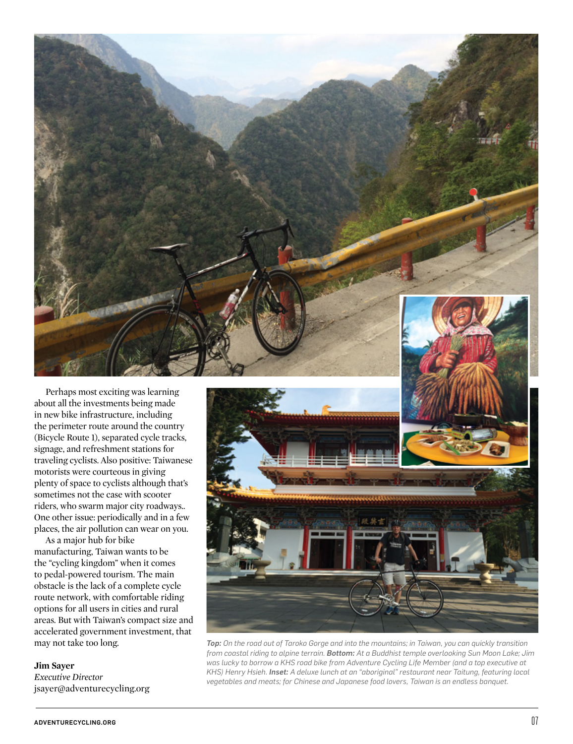Perhaps most exciting was learning about all the investments being made in new bike infrastructure, including the perimeter route around the country (Bicycle Route 1), separated cycle tracks, signage, and refreshment stations for traveling cyclists. Also positive: Taiwanese motorists were courteous in giving plenty of space to cyclists although that's sometimes not the case with scooter riders, who swarm major city roadways.. One other issue: periodically and in a few places, the air pollution can wear on you.

As a major hub for bike manufacturing, Taiwan wants to be the "cycling kingdom" when it comes to pedal-powered tourism. The main obstacle is the lack of a complete cycle route network, with comfortable riding options for all users in cities and rural areas. But with Taiwan's compact size and accelerated government investment, that may not take too long.

**Jim Sayer**
*Executive Director*
jsayer@adventurecycling.org

***Top:*** *On the road out of Taroko Gorge and into the mountains; in Taiwan, you can quickly transition from coastal riding to alpine terrain.* ***Bottom:*** *At a Buddhist temple overlooking Sun Moon Lake; Jim was lucky to borrow a KHS road bike from Adventure Cycling Life Member (and a top executive at KHS) Henry Hsieh.* ***Inset:*** *A deluxe lunch at an "aboriginal" restaurant near Taitung, featuring local vegetables and meats; for Chinese and Japanese food lovers, Taiwan is an endless banquet.*